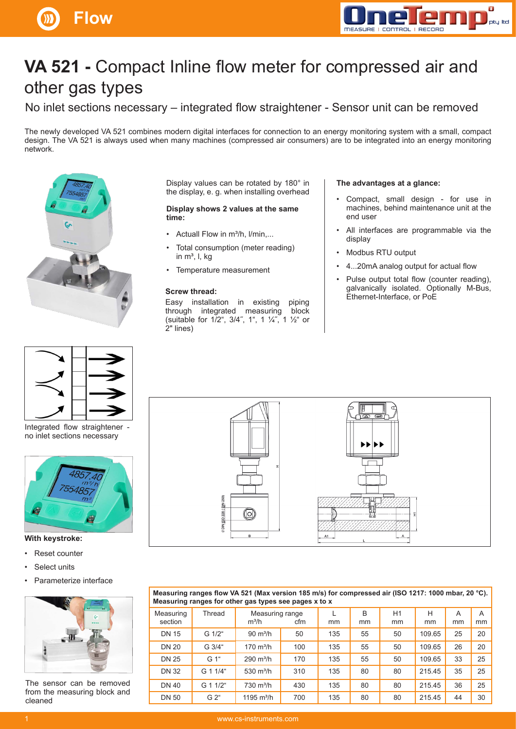# VA 521 - Compact Inline flow meter for compressed air and other gas types

## No inlet sections necessary – integrated flow straightener - Sensor unit can be removed

The newly developed VA 521 combines modern digital interfaces for connection to an energy monitoring system with a small, compact design. The VA 521 is always used when many machines (compressed air consumers) are to be integrated into an energy monitoring network.

Display values can be rotated by 180° in the display, e. g. when installing overhead

**Display shows 2 values at the same time:**

- Actuall Flow in m³/h, l/min,...
- Total consumption (meter reading) in m³, l, kg
- Temperature measurement

**Screw thread:**

Easy installation in existing piping through integrated measuring block (suitable for 1/2", 3/4", 1", 1 ¼", 1 ½" or 2" lines)

**The advantages at a glance:**

- Compact, small design - for use in machines, behind maintenance unit at the end user
- All interfaces are programmable via the display
- Modbus RTU output
- 4...20mA analog output for actual flow
- Pulse output total flow (counter reading), galvanically isolated. Optionally M-Bus, Ethernet-Interface, or PoE

Integrated flow straightener - no inlet sections necessary

**With keystroke:**

- Reset counter
- Select units
- Parameterize interface

The sensor can be removed from the measuring block and cleaned

**Measuring ranges flow VA 521 (Max version 185 m/s) for compressed air (ISO 1217: 1000 mbar, 20 °C). Measuring ranges for other gas types see pages x to x**

| Measuring section | Thread | Measuring range m³/h | cfm | L mm | B mm | H1 mm | H mm | A mm | A mm |
|---|---|---|---|---|---|---|---|---|---|
| DN 15 | G 1/2" | 90 m³/h | 50 | 135 | 55 | 50 | 109.65 | 25 | 20 |
| DN 20 | G 3/4" | 170 m³/h | 100 | 135 | 55 | 50 | 109.65 | 26 | 20 |
| DN 25 | G 1" | 290 m³/h | 170 | 135 | 55 | 50 | 109.65 | 33 | 25 |
| DN 32 | G 1 1/4" | 530 m³/h | 310 | 135 | 80 | 80 | 215.45 | 35 | 25 |
| DN 40 | G 1 1/2" | 730 m³/h | 430 | 135 | 80 | 80 | 215.45 | 36 | 25 |
| DN 50 | G 2" | 1195 m³/h | 700 | 135 | 80 | 80 | 215.45 | 44 | 30 |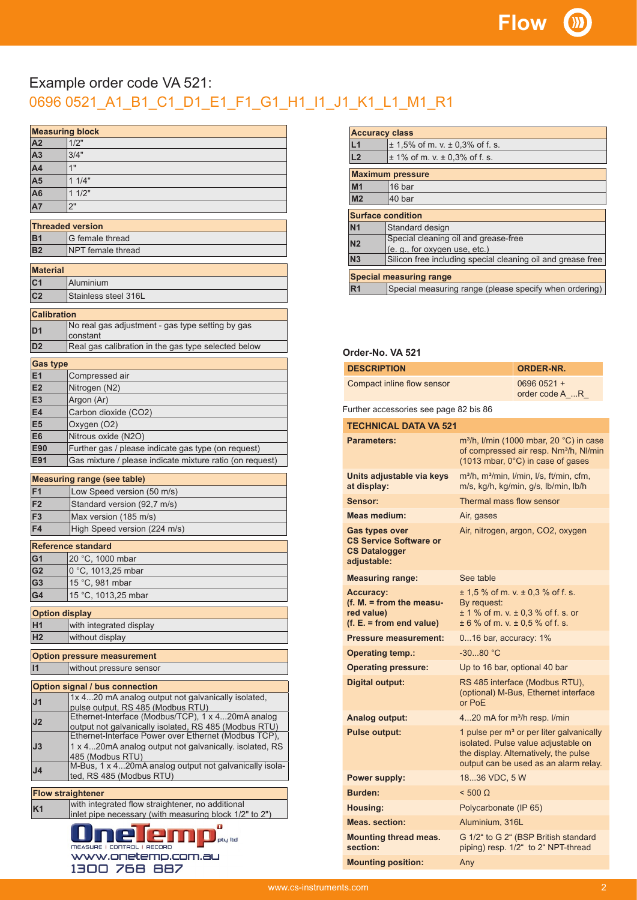## Example order code VA 521:

## 0696 0521_A1_B1_C1_D1_E1_F1_G1_H1_I1_J1_K1_L1_M1_R1

| Measuring block | |
|---|---|
| A2 | 1/2" |
| A3 | 3/4" |
| A4 | 1" |
| A5 | 1 1/4" |
| A6 | 1 1/2" |
| A7 | 2" |

| Threaded version | |
|---|---|
| B1 | G female thread |
| B2 | NPT female thread |

| Material | |
|---|---|
| C1 | Aluminium |
| C2 | Stainless steel 316L |

| Calibration | |
|---|---|
| D1 | No real gas adjustment - gas type setting by gas constant |
| D2 | Real gas calibration in the gas type selected below |

| Gas type | |
|---|---|
| E1 | Compressed air |
| E2 | Nitrogen (N2) |
| E3 | Argon (Ar) |
| E4 | Carbon dioxide (CO2) |
| E5 | Oxygen (O2) |
| E6 | Nitrous oxide (N2O) |
| E90 | Further gas / please indicate gas type (on request) |
| E91 | Gas mixture / please indicate mixture ratio (on request) |

| Measuring range (see table) | |
|---|---|
| F1 | Low Speed version (50 m/s) |
| F2 | Standard version (92,7 m/s) |
| F3 | Max version (185 m/s) |
| F4 | High Speed version (224 m/s) |

| Reference standard | |
|---|---|
| G1 | 20 °C, 1000 mbar |
| G2 | 0 °C, 1013,25 mbar |
| G3 | 15 °C, 981 mbar |
| G4 | 15 °C, 1013,25 mbar |

| Option display | |
|---|---|
| H1 | with integrated display |
| H2 | without display |

| Option pressure measurement | |
|---|---|
| I1 | without pressure sensor |

| Option signal / bus connection | |
|---|---|
| J1 | 1x 4...20 mA analog output not galvanically isolated, pulse output, RS 485 (Modbus RTU) |
| J2 | Ethernet-Interface (Modbus/TCP), 1 x 4...20mA analog output not galvanically isolated, RS 485 (Modbus RTU) |
| J3 | Ethernet-Interface Power over Ethernet (Modbus TCP), 1 x 4...20mA analog output not galvanically. isolated, RS 485 (Modbus RTU) |
| J4 | M-Bus, 1 x 4...20mA analog output not galvanically isolated, RS 485 (Modbus RTU) |

| Flow straightener | |
|---|---|
| K1 | with integrated flow straightener, no additional inlet pipe necessary (with measuring block 1/2" to 2") |

| Accuracy class | |
|---|---|
| L1 | ± 1,5% of m. v. ± 0,3% of f. s. |
| L2 | ± 1% of m. v. ± 0,3% of f. s. |

| Maximum pressure | |
|---|---|
| M1 | 16 bar |
| M2 | 40 bar |

| Surface condition | |
|---|---|
| N1 | Standard design |
| N2 | Special cleaning oil and grease-free (e. g., for oxygen use, etc.) |
| N3 | Silicon free including special cleaning oil and grease free |

| Special measuring range | |
|---|---|
| R1 | Special measuring range (please specify when ordering) |

OneTemp pty ltd – MEASURE | CONTROL | RECORD
www.onetemp.com.au
1300 768 887

### Order-No. VA 521

| DESCRIPTION | ORDER-NR. |
|---|---|
| Compact inline flow sensor | 0696 0521 + order code A_...R_ |

Further accessories see page 82 bis 86

| TECHNICAL DATA VA 521 | |
|---|---|
| **Parameters:** | m³/h, l/min (1000 mbar, 20 °C) in case of compressed air resp. Nm³/h, Nl/min (1013 mbar, 0°C) in case of gases |
| **Units adjustable via keys at display:** | m³/h, m³/min, l/min, l/s, ft/min, cfm, m/s, kg/h, kg/min, g/s, lb/min, lb/h |
| **Sensor:** | Thermal mass flow sensor |
| **Meas medium:** | Air, gases |
| **Gas types over CS Service Software or CS Datalogger adjustable:** | Air, nitrogen, argon, CO2, oxygen |
| **Measuring range:** | See table |
| **Accuracy: (f. M. = from the measured value) (f. E. = from end value)** | ± 1,5 % of m. v. ± 0,3 % of f. s. By request: ± 1 % of m. v. ± 0,3 % of f. s. or ± 6 % of m. v. ± 0,5 % of f. s. |
| **Pressure measurement:** | 0...16 bar, accuracy: 1% |
| **Operating temp.:** | -30...80 °C |
| **Operating pressure:** | Up to 16 bar, optional 40 bar |
| **Digital output:** | RS 485 interface (Modbus RTU), (optional) M-Bus, Ethernet interface or PoE |
| **Analog output:** | 4...20 mA for m³/h resp. l/min |
| **Pulse output:** | 1 pulse per m³ or per liter galvanically isolated. Pulse value adjustable on the display. Alternatively, the pulse output can be used as an alarm relay. |
| **Power supply:** | 18...36 VDC, 5 W |
| **Burden:** | < 500 Ω |
| **Housing:** | Polycarbonate (IP 65) |
| **Meas. section:** | Aluminium, 316L |
| **Mounting thread meas. section:** | G 1/2" to G 2" (BSP British standard piping) resp. 1/2" to 2" NPT-thread |
| **Mounting position:** | Any |